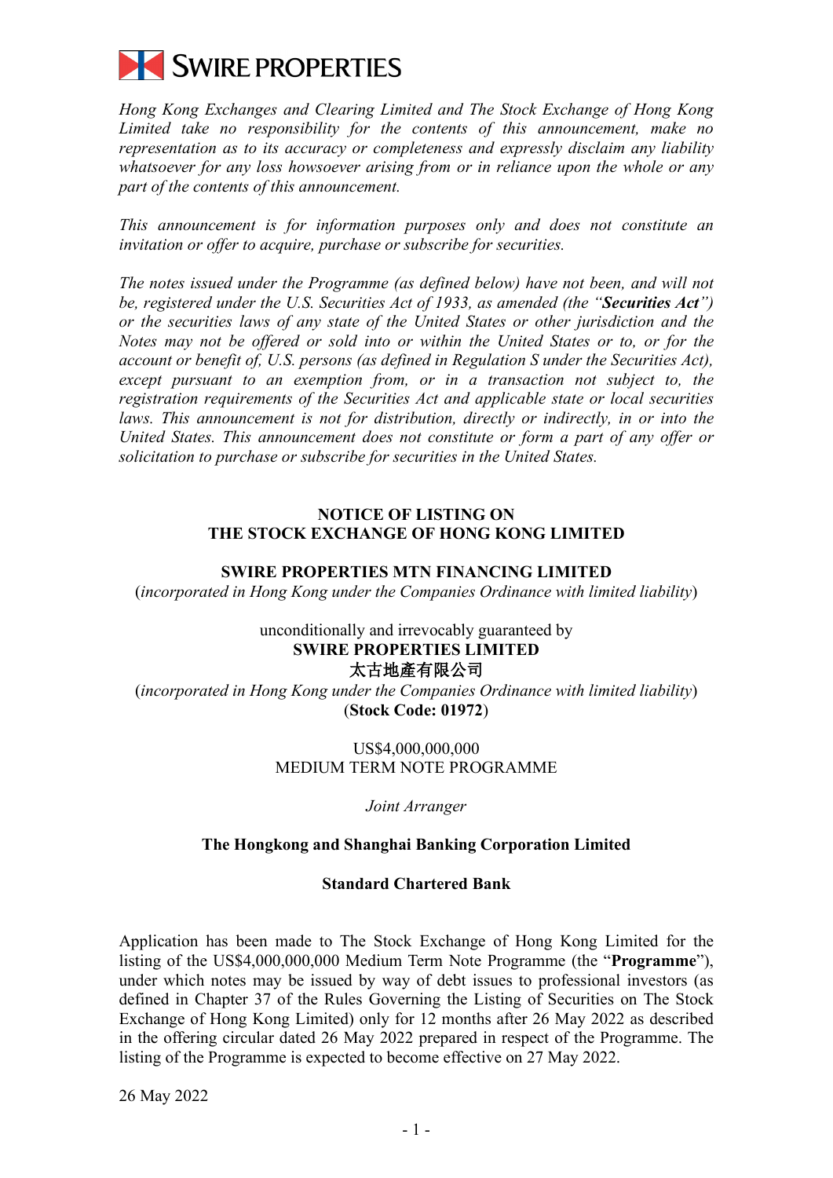SWIRE PROPERTIES

*Hong Kong Exchanges and Clearing Limited and The Stock Exchange of Hong Kong Limited take no responsibility for the contents of this announcement, make no representation as to its accuracy or completeness and expressly disclaim any liability whatsoever for any loss howsoever arising from or in reliance upon the whole or any part of the contents of this announcement.*

*This announcement is for information purposes only and does not constitute an invitation or offer to acquire, purchase or subscribe for securities.*

*The notes issued under the Programme (as defined below) have not been, and will not be, registered under the U.S. Securities Act of 1933, as amended (the "**Securities Act**") or the securities laws of any state of the United States or other jurisdiction and the Notes may not be offered or sold into or within the United States or to, or for the account or benefit of, U.S. persons (as defined in Regulation S under the Securities Act), except pursuant to an exemption from, or in a transaction not subject to, the registration requirements of the Securities Act and applicable state or local securities laws. This announcement is not for distribution, directly or indirectly, in or into the United States. This announcement does not constitute or form a part of any offer or solicitation to purchase or subscribe for securities in the United States.*

**NOTICE OF LISTING ON THE STOCK EXCHANGE OF HONG KONG LIMITED**

**SWIRE PROPERTIES MTN FINANCING LIMITED**

(*incorporated in Hong Kong under the Companies Ordinance with limited liability*)

unconditionally and irrevocably guaranteed by

**SWIRE PROPERTIES LIMITED**

**太古地產有限公司**

(*incorporated in Hong Kong under the Companies Ordinance with limited liability*)

(**Stock Code: 01972**)

US$4,000,000,000
MEDIUM TERM NOTE PROGRAMME

*Joint Arranger*

**The Hongkong and Shanghai Banking Corporation Limited**

**Standard Chartered Bank**

Application has been made to The Stock Exchange of Hong Kong Limited for the listing of the US$4,000,000,000 Medium Term Note Programme (the "**Programme**"), under which notes may be issued by way of debt issues to professional investors (as defined in Chapter 37 of the Rules Governing the Listing of Securities on The Stock Exchange of Hong Kong Limited) only for 12 months after 26 May 2022 as described in the offering circular dated 26 May 2022 prepared in respect of the Programme. The listing of the Programme is expected to become effective on 27 May 2022.

26 May 2022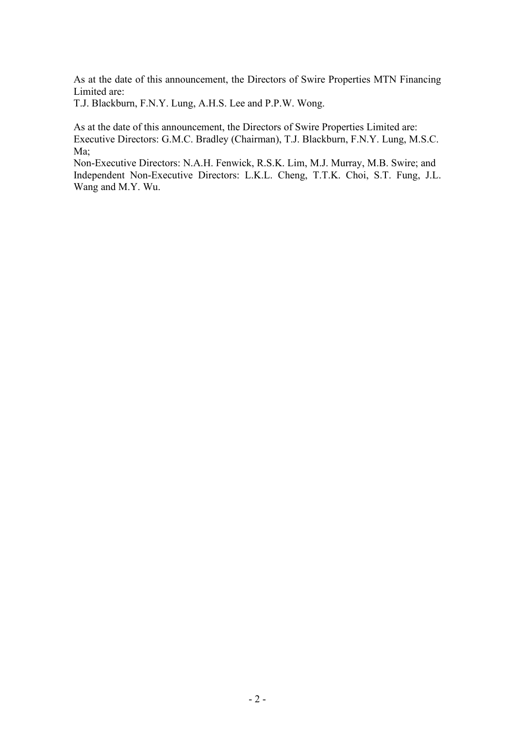As at the date of this announcement, the Directors of Swire Properties MTN Financing Limited are:
T.J. Blackburn, F.N.Y. Lung, A.H.S. Lee and P.P.W. Wong.

As at the date of this announcement, the Directors of Swire Properties Limited are:
Executive Directors: G.M.C. Bradley (Chairman), T.J. Blackburn, F.N.Y. Lung, M.S.C. Ma;
Non-Executive Directors: N.A.H. Fenwick, R.S.K. Lim, M.J. Murray, M.B. Swire; and
Independent Non-Executive Directors: L.K.L. Cheng, T.T.K. Choi, S.T. Fung, J.L. Wang and M.Y. Wu.